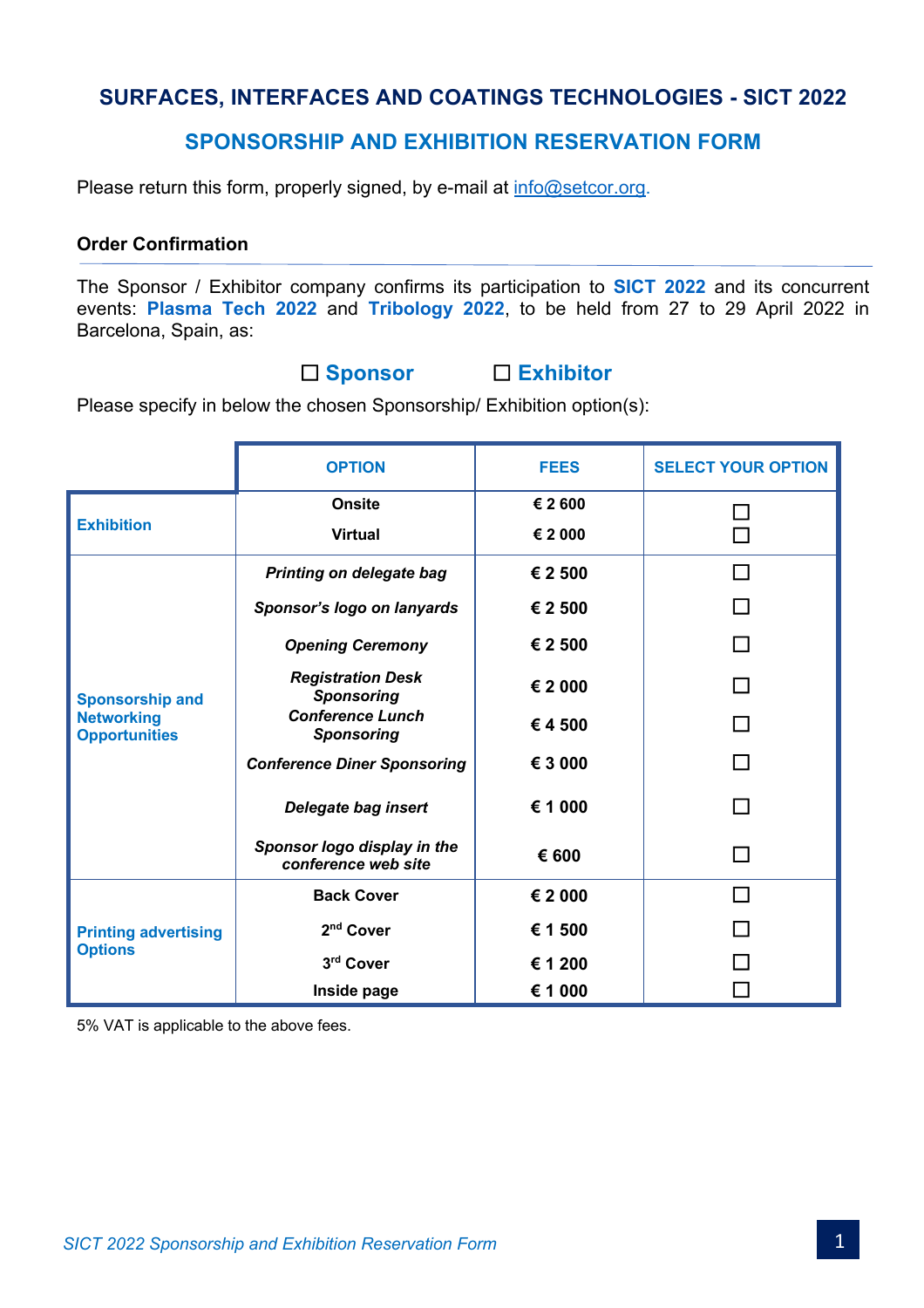# SURFACES, INTERFACES AND COATINGS TECHNOLOGIES - SICT 2022

## SPONSORSHIP AND EXHIBITION RESERVATION FORM

Please return this form, properly signed, by e-mail at info@setcor.org.

### Order Confirmation

The Sponsor / Exhibitor company confirms its participation to **SICT 2022** and its concurrent events: **Plasma Tech 2022** and **Tribology 2022**, to be held from 27 to 29 April 2022 in Barcelona, Spain, as:

☐ **Sponsor** ☐ **Exhibitor**

Please specify in below the chosen Sponsorship/ Exhibition option(s):

| | OPTION | FEES | SELECT YOUR OPTION |
|---|---|---|---|
| **Exhibition** | **Onsite** | **€ 2 600** | ☐ |
| | **Virtual** | **€ 2 000** | ☐ |
| **Sponsorship and Networking Opportunities** | ***Printing on delegate bag*** | **€ 2 500** | ☐ |
| | ***Sponsor's logo on lanyards*** | **€ 2 500** | ☐ |
| | ***Opening Ceremony*** | **€ 2 500** | ☐ |
| | ***Registration Desk Sponsoring*** | **€ 2 000** | ☐ |
| | ***Conference Lunch Sponsoring*** | **€ 4 500** | ☐ |
| | ***Conference Diner Sponsoring*** | **€ 3 000** | ☐ |
| | ***Delegate bag insert*** | **€ 1 000** | ☐ |
| | ***Sponsor logo display in the conference web site*** | **€ 600** | ☐ |
| **Printing advertising Options** | **Back Cover** | **€ 2 000** | ☐ |
| | **2nd Cover** | **€ 1 500** | ☐ |
| | **3rd Cover** | **€ 1 200** | ☐ |
| | **Inside page** | **€ 1 000** | ☐ |

5% VAT is applicable to the above fees.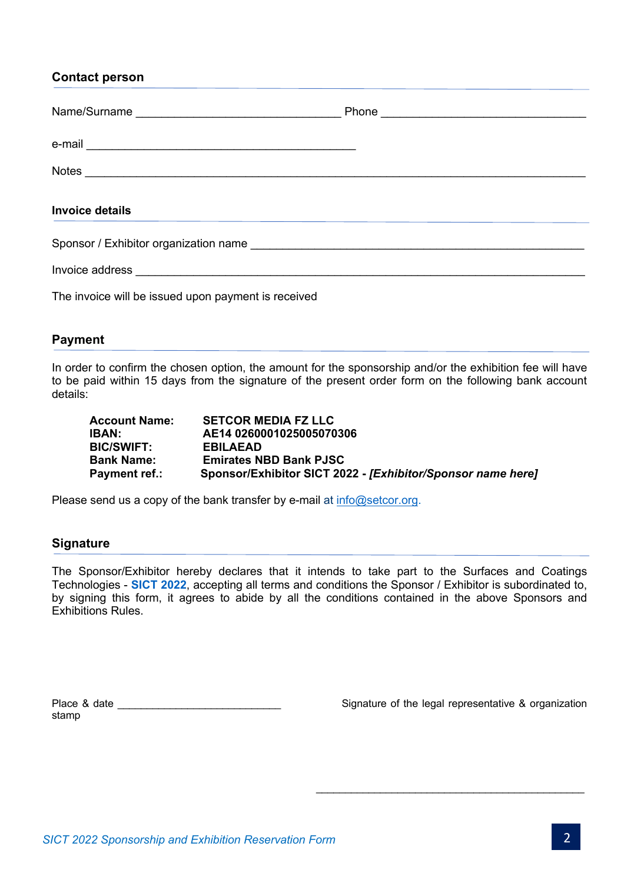## Contact person

Name/Surname ________________________________ Phone ________________________________

e-mail __________________________________________

Notes ______________________________________________________________________________

## Invoice details

Sponsor / Exhibitor organization name ____________________________________________________

Invoice address ______________________________________________________________________

The invoice will be issued upon payment is received

## Payment

In order to confirm the chosen option, the amount for the sponsorship and/or the exhibition fee will have to be paid within 15 days from the signature of the present order form on the following bank account details:

**Account Name:** **SETCOR MEDIA FZ LLC**
**IBAN:** **AE14 0260001025005070306**
**BIC/SWIFT:** **EBILAEAD**
**Bank Name:** **Emirates NBD Bank PJSC**
**Payment ref.:** **Sponsor/Exhibitor SICT 2022 -** ***[Exhibitor/Sponsor name here]***

Please send us a copy of the bank transfer by e-mail at info@setcor.org.

## Signature

The Sponsor/Exhibitor hereby declares that it intends to take part to the Surfaces and Coatings Technologies - **SICT 2022**, accepting all terms and conditions the Sponsor / Exhibitor is subordinated to, by signing this form, it agrees to abide by all the conditions contained in the above Sponsors and Exhibitions Rules.

Place & date ____________________________

Signature of the legal representative & organization stamp

_____________________________________________

*SICT 2022 Sponsorship and Exhibition Reservation Form*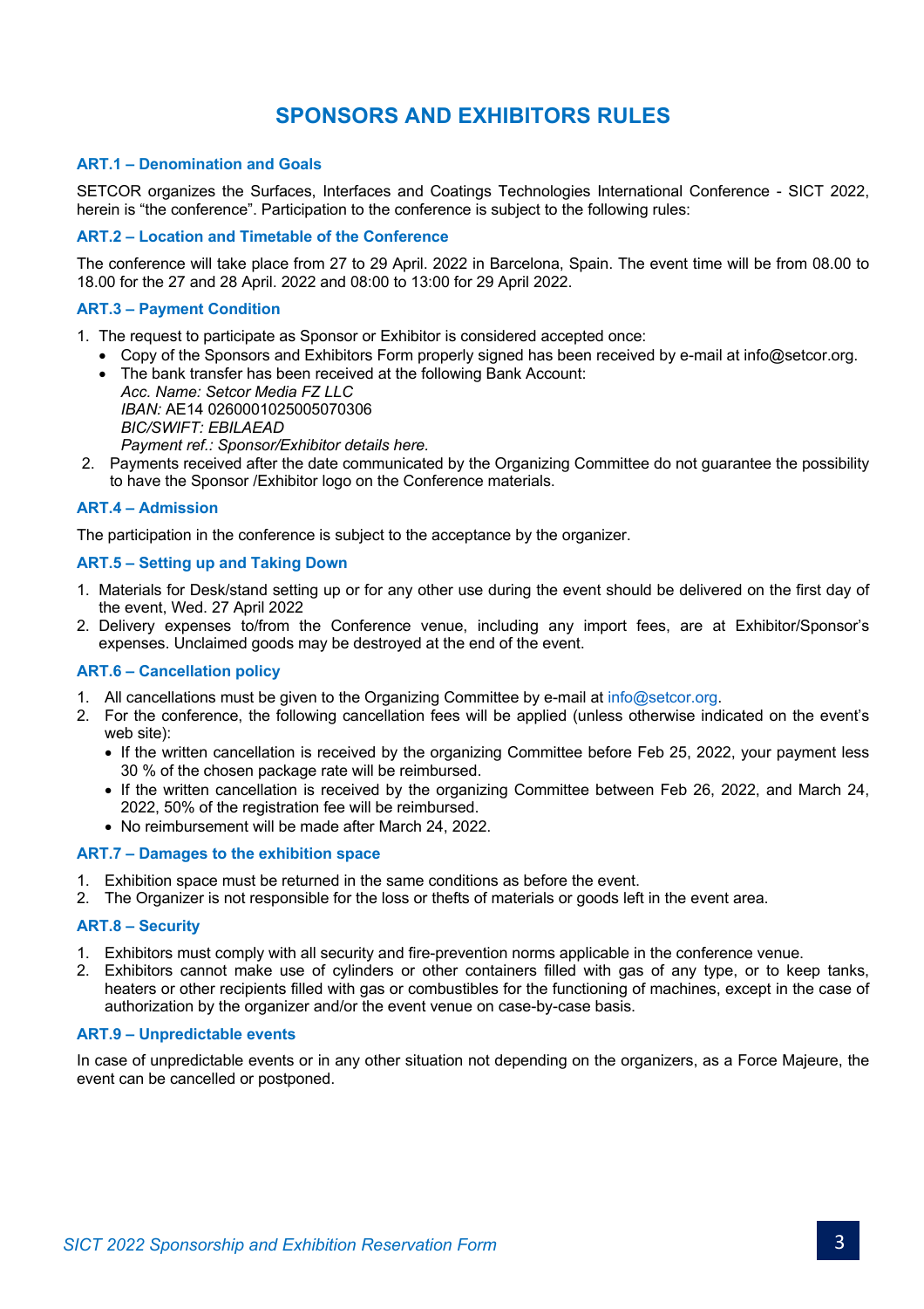# SPONSORS AND EXHIBITORS RULES

### ART.1 – Denomination and Goals

SETCOR organizes the Surfaces, Interfaces and Coatings Technologies International Conference - SICT 2022, herein is "the conference". Participation to the conference is subject to the following rules:

### ART.2 – Location and Timetable of the Conference

The conference will take place from 27 to 29 April. 2022 in Barcelona, Spain. The event time will be from 08.00 to 18.00 for the 27 and 28 April. 2022 and 08:00 to 13:00 for 29 April 2022.

### ART.3 – Payment Condition

1. The request to participate as Sponsor or Exhibitor is considered accepted once:
   - Copy of the Sponsors and Exhibitors Form properly signed has been received by e-mail at info@setcor.org.
   - The bank transfer has been received at the following Bank Account:  
     *Acc. Name: Setcor Media FZ LLC*  
     *IBAN:* AE14 0260001025005070306  
     *BIC/SWIFT: EBILAEAD*  
     *Payment ref.: Sponsor/Exhibitor details here.*
2. Payments received after the date communicated by the Organizing Committee do not guarantee the possibility to have the Sponsor /Exhibitor logo on the Conference materials.

### ART.4 – Admission

The participation in the conference is subject to the acceptance by the organizer.

### ART.5 – Setting up and Taking Down

1. Materials for Desk/stand setting up or for any other use during the event should be delivered on the first day of the event, Wed. 27 April 2022
2. Delivery expenses to/from the Conference venue, including any import fees, are at Exhibitor/Sponsor's expenses. Unclaimed goods may be destroyed at the end of the event.

### ART.6 – Cancellation policy

1. All cancellations must be given to the Organizing Committee by e-mail at info@setcor.org.
2. For the conference, the following cancellation fees will be applied (unless otherwise indicated on the event's web site):
   - If the written cancellation is received by the organizing Committee before Feb 25, 2022, your payment less 30 % of the chosen package rate will be reimbursed.
   - If the written cancellation is received by the organizing Committee between Feb 26, 2022, and March 24, 2022, 50% of the registration fee will be reimbursed.
   - No reimbursement will be made after March 24, 2022.

### ART.7 – Damages to the exhibition space

1. Exhibition space must be returned in the same conditions as before the event.
2. The Organizer is not responsible for the loss or thefts of materials or goods left in the event area.

### ART.8 – Security

1. Exhibitors must comply with all security and fire-prevention norms applicable in the conference venue.
2. Exhibitors cannot make use of cylinders or other containers filled with gas of any type, or to keep tanks, heaters or other recipients filled with gas or combustibles for the functioning of machines, except in the case of authorization by the organizer and/or the event venue on case-by-case basis.

### ART.9 – Unpredictable events

In case of unpredictable events or in any other situation not depending on the organizers, as a Force Majeure, the event can be cancelled or postponed.